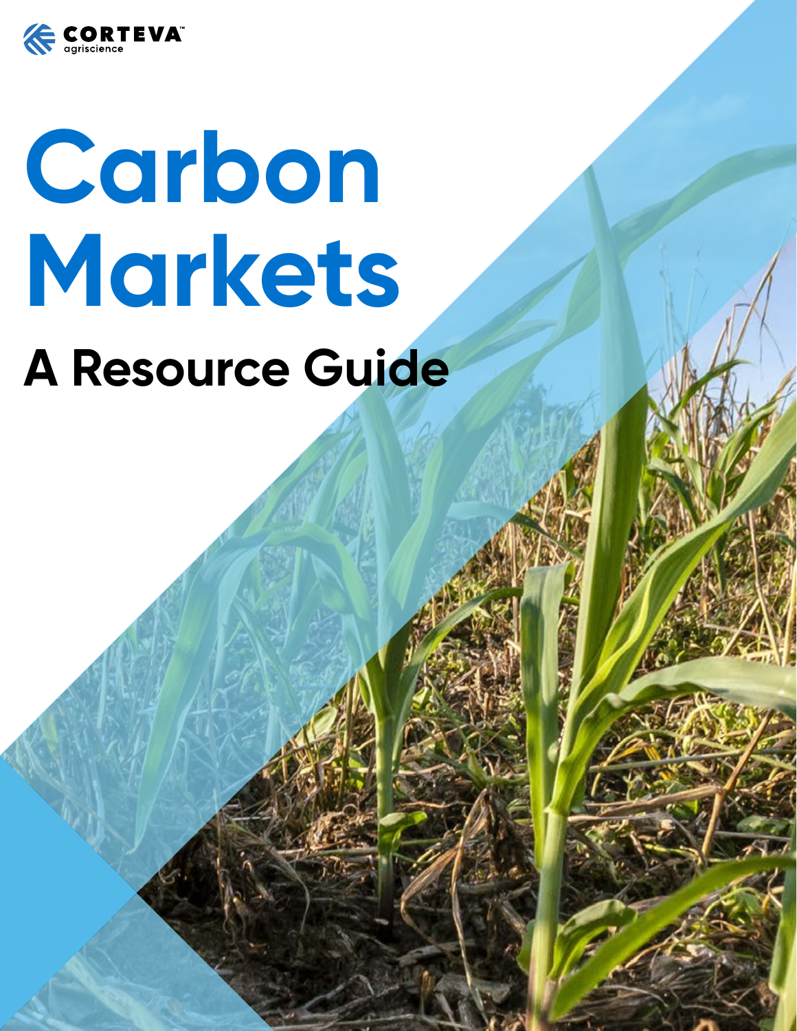CORTEVA™ agriscience

# Carbon Markets

## A Resource Guide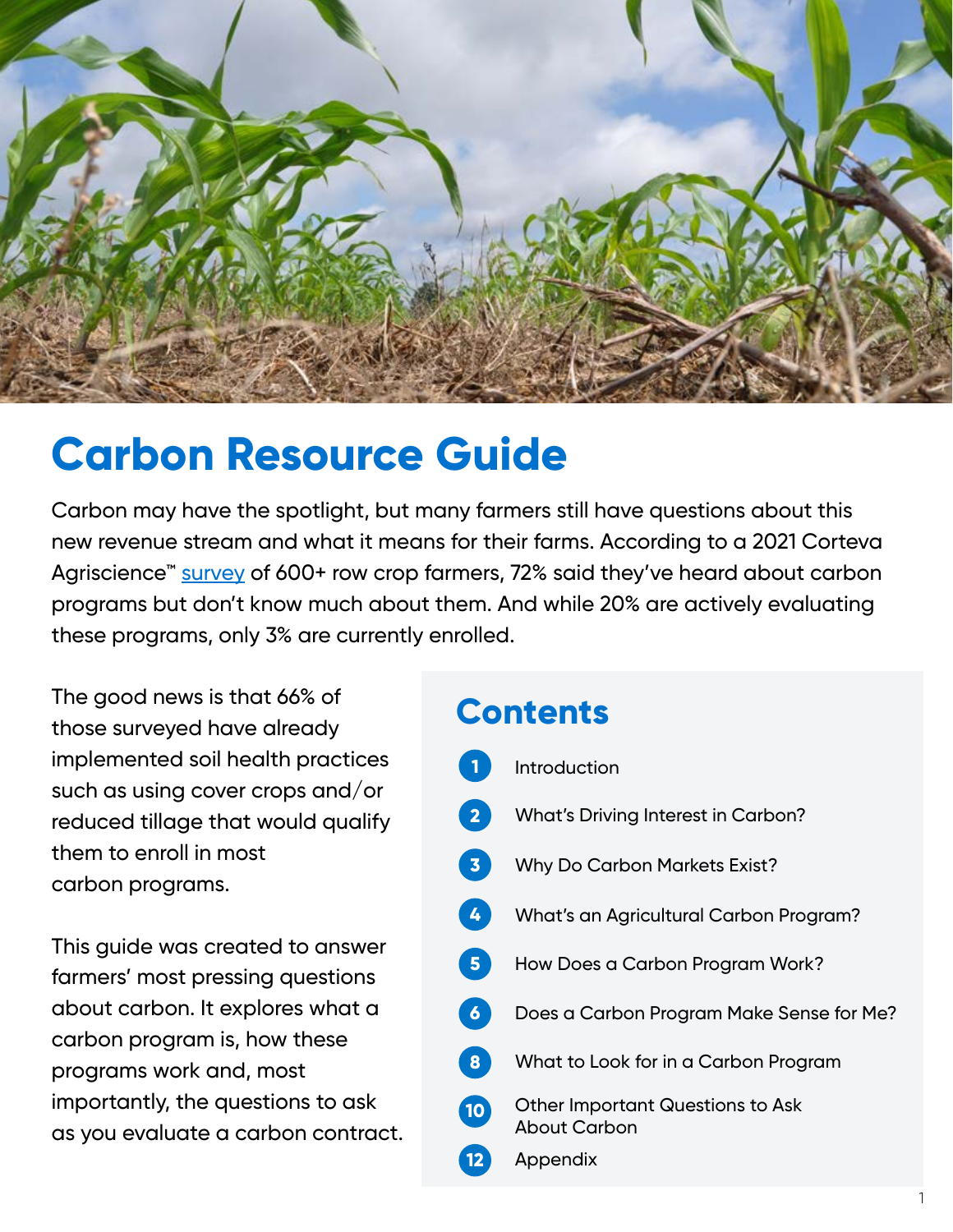# Carbon Resource Guide

Carbon may have the spotlight, but many farmers still have questions about this new revenue stream and what it means for their farms. According to a 2021 Corteva Agriscience™ survey of 600+ row crop farmers, 72% said they've heard about carbon programs but don't know much about them. And while 20% are actively evaluating these programs, only 3% are currently enrolled.

The good news is that 66% of those surveyed have already implemented soil health practices such as using cover crops and/or reduced tillage that would qualify them to enroll in most carbon programs.

This guide was created to answer farmers' most pressing questions about carbon. It explores what a carbon program is, how these programs work and, most importantly, the questions to ask as you evaluate a carbon contract.

## Contents

| Page | Section |
|---|---|
| 1 | Introduction |
| 2 | What's Driving Interest in Carbon? |
| 3 | Why Do Carbon Markets Exist? |
| 4 | What's an Agricultural Carbon Program? |
| 5 | How Does a Carbon Program Work? |
| 6 | Does a Carbon Program Make Sense for Me? |
| 8 | What to Look for in a Carbon Program |
| 10 | Other Important Questions to Ask About Carbon |
| 12 | Appendix |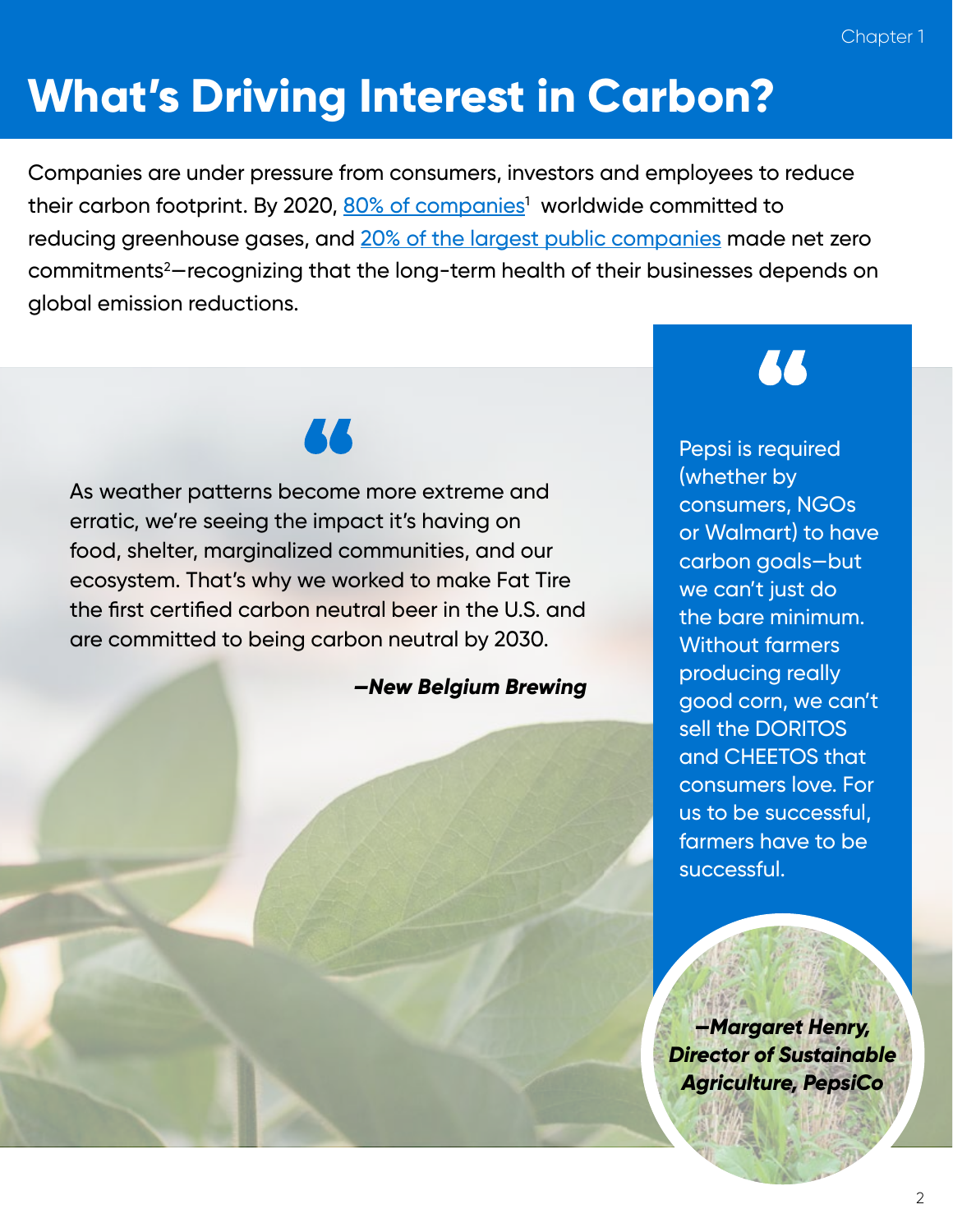# What's Driving Interest in Carbon?

Companies are under pressure from consumers, investors and employees to reduce their carbon footprint. By 2020, [80% of companies][1] worldwide committed to reducing greenhouse gases, and [20% of the largest public companies] made net zero commitments[2]—recognizing that the long-term health of their businesses depends on global emission reductions.

> As weather patterns become more extreme and erratic, we're seeing the impact it's having on food, shelter, marginalized communities, and our ecosystem. That's why we worked to make Fat Tire the first certified carbon neutral beer in the U.S. and are committed to being carbon neutral by 2030.
>
> ***—New Belgium Brewing***

> Pepsi is required (whether by consumers, NGOs or Walmart) to have carbon goals—but we can't just do the bare minimum. Without farmers producing really good corn, we can't sell the DORITOS and CHEETOS that consumers love. For us to be successful, farmers have to be successful.
>
> ***—Margaret Henry, Director of Sustainable Agriculture, PepsiCo***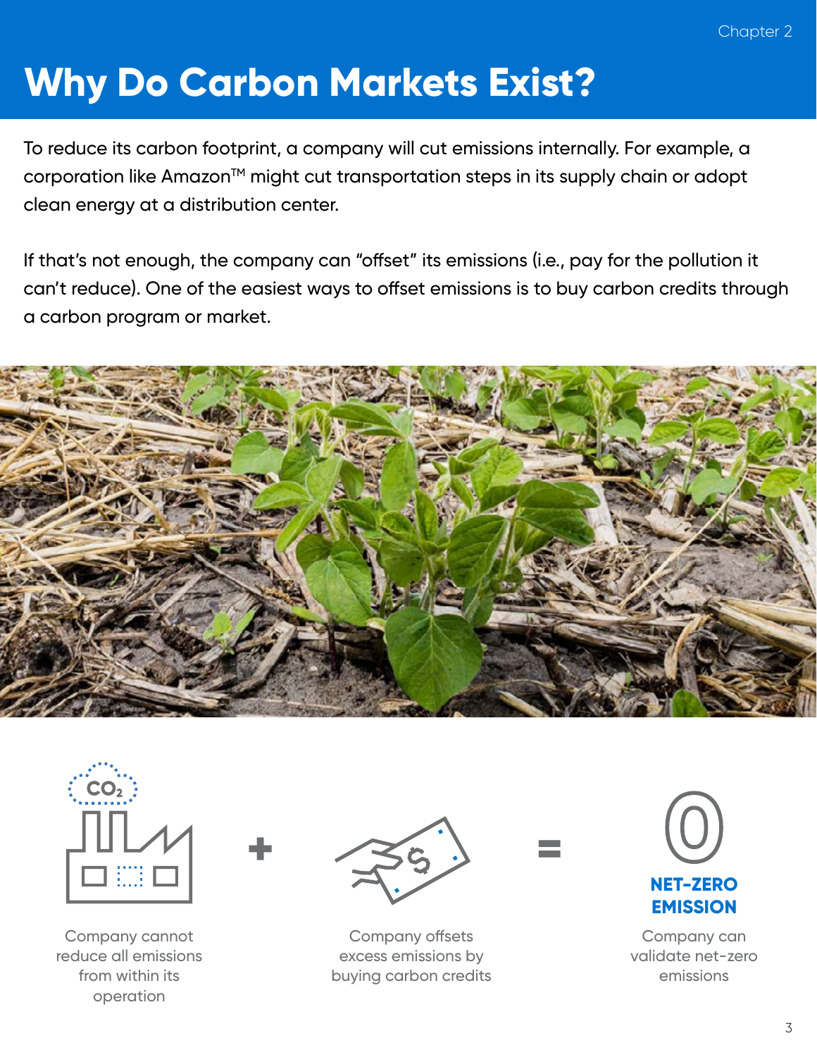# Why Do Carbon Markets Exist?

To reduce its carbon footprint, a company will cut emissions internally. For example, a corporation like Amazon™ might cut transportation steps in its supply chain or adopt clean energy at a distribution center.

If that's not enough, the company can "offset" its emissions (i.e., pay for the pollution it can't reduce). One of the easiest ways to offset emissions is to buy carbon credits through a carbon program or market.

$CO_2$

Company cannot reduce all emissions from within its operation

+

Company offsets excess emissions by buying carbon credits

=

0

**NET-ZERO EMISSION**

Company can validate net-zero emissions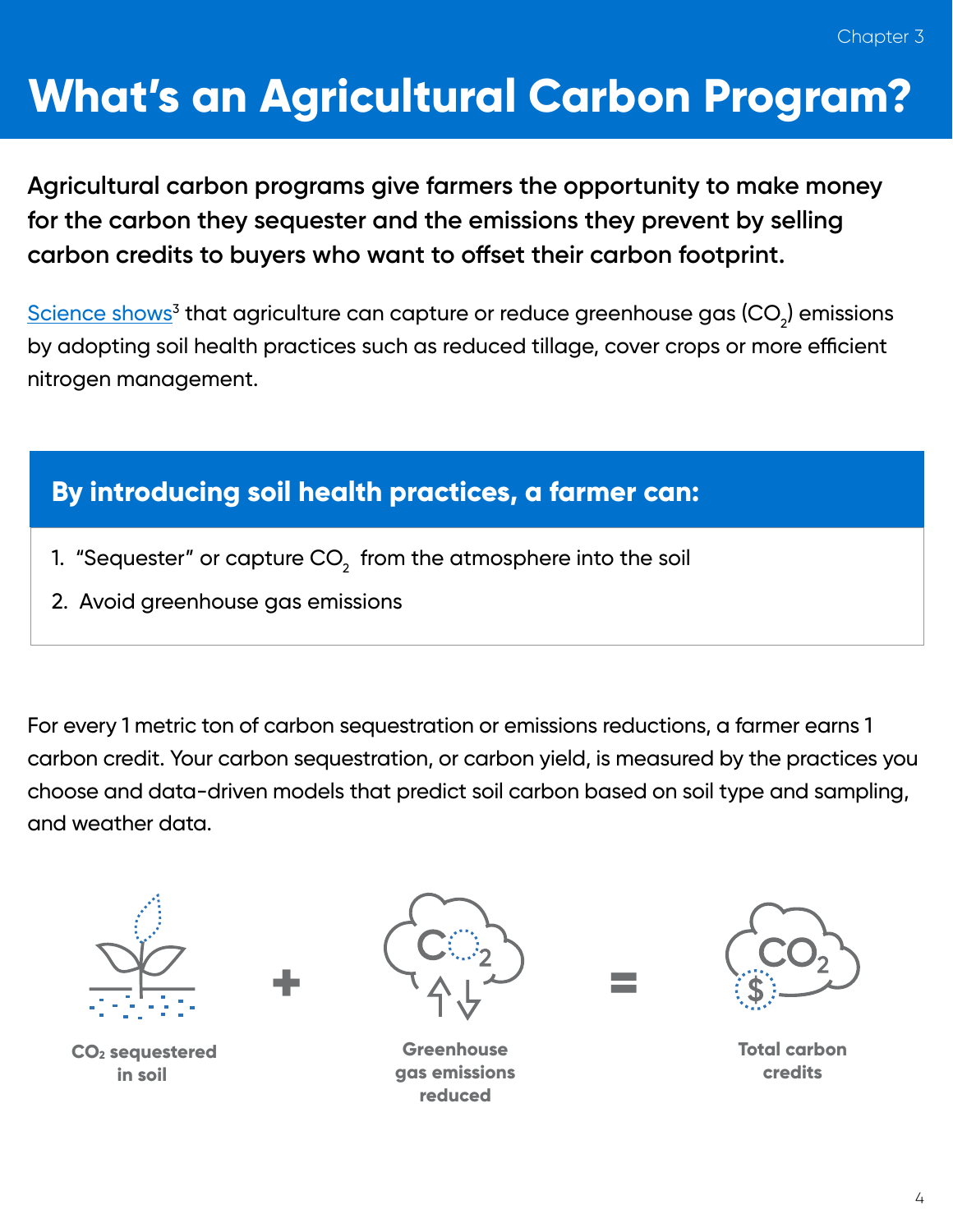# What's an Agricultural Carbon Program?

**Agricultural carbon programs give farmers the opportunity to make money for the carbon they sequester and the emissions they prevent by selling carbon credits to buyers who want to offset their carbon footprint.**

Science shows[3] that agriculture can capture or reduce greenhouse gas ($CO_2$) emissions by adopting soil health practices such as reduced tillage, cover crops or more efficient nitrogen management.

## By introducing soil health practices, a farmer can:

1. "Sequester" or capture $CO_2$ from the atmosphere into the soil
2. Avoid greenhouse gas emissions

For every 1 metric ton of carbon sequestration or emissions reductions, a farmer earns 1 carbon credit. Your carbon sequestration, or carbon yield, is measured by the practices you choose and data-driven models that predict soil carbon based on soil type and sampling, and weather data.

**$CO_2$ sequestered in soil** + **Greenhouse gas emissions reduced** = **Total carbon credits**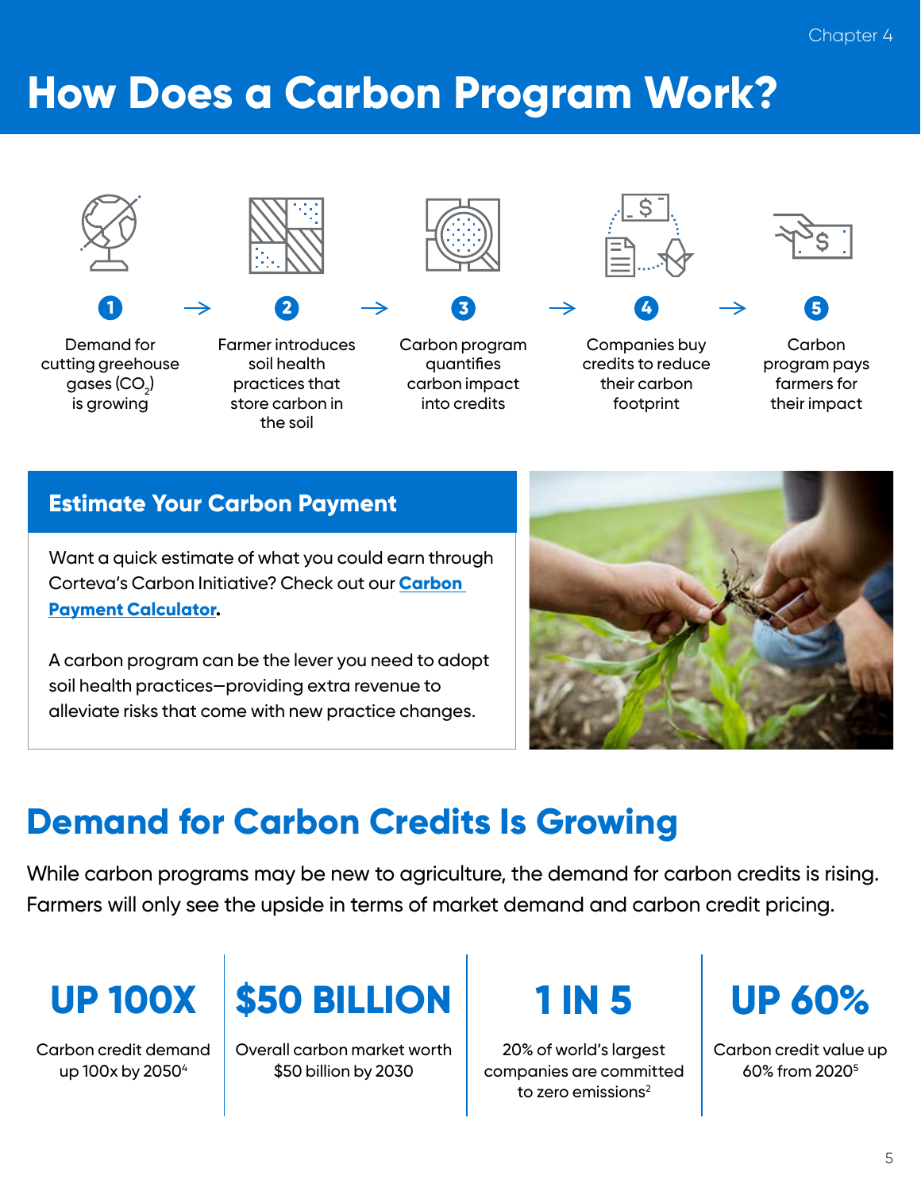# How Does a Carbon Program Work?

1. Demand for cutting greehouse gases ($CO_2$) is growing
2. Farmer introduces soil health practices that store carbon in the soil
3. Carbon program quantifies carbon impact into credits
4. Companies buy credits to reduce their carbon footprint
5. Carbon program pays farmers for their impact

## Estimate Your Carbon Payment

Want a quick estimate of what you could earn through Corteva's Carbon Initiative? Check out our **Carbon Payment Calculator**.

A carbon program can be the lever you need to adopt soil health practices—providing extra revenue to alleviate risks that come with new practice changes.

## Demand for Carbon Credits Is Growing

While carbon programs may be new to agriculture, the demand for carbon credits is rising. Farmers will only see the upside in terms of market demand and carbon credit pricing.

**UP 100X**
Carbon credit demand up 100x by 2050[4]

**$50 BILLION**
Overall carbon market worth $50 billion by 2030

**1 IN 5**
20% of world's largest companies are committed to zero emissions[2]

**UP 60%**
Carbon credit value up 60% from 2020[5]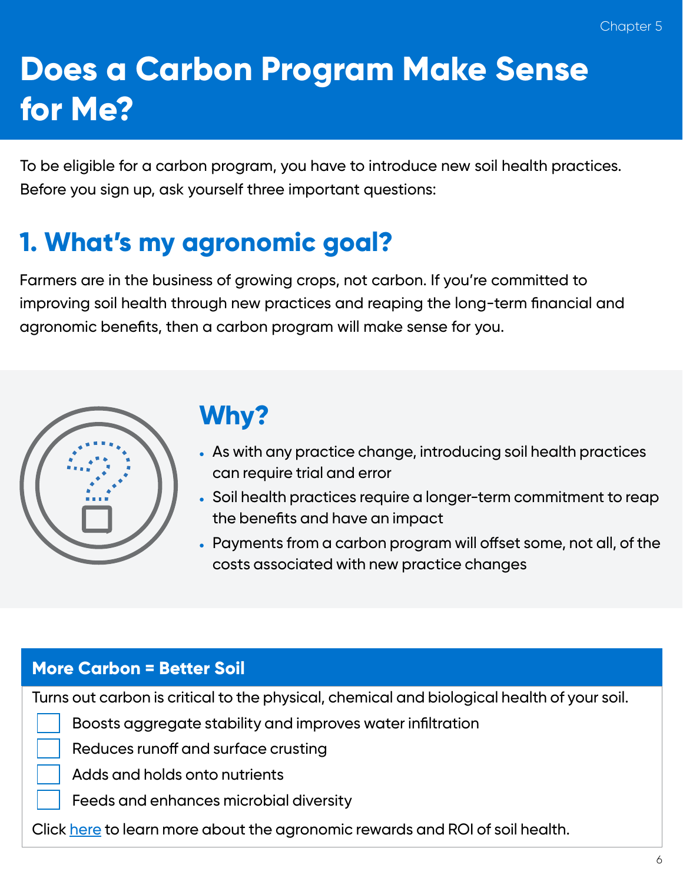Chapter 5

# Does a Carbon Program Make Sense for Me?

To be eligible for a carbon program, you have to introduce new soil health practices. Before you sign up, ask yourself three important questions:

## 1. What's my agronomic goal?

Farmers are in the business of growing crops, not carbon. If you're committed to improving soil health through new practices and reaping the long-term financial and agronomic benefits, then a carbon program will make sense for you.

### Why?

- As with any practice change, introducing soil health practices can require trial and error
- Soil health practices require a longer-term commitment to reap the benefits and have an impact
- Payments from a carbon program will offset some, not all, of the costs associated with new practice changes

### More Carbon = Better Soil

Turns out carbon is critical to the physical, chemical and biological health of your soil.

- [ ] Boosts aggregate stability and improves water infiltration
- [ ] Reduces runoff and surface crusting
- [ ] Adds and holds onto nutrients
- [ ] Feeds and enhances microbial diversity

Click here to learn more about the agronomic rewards and ROI of soil health.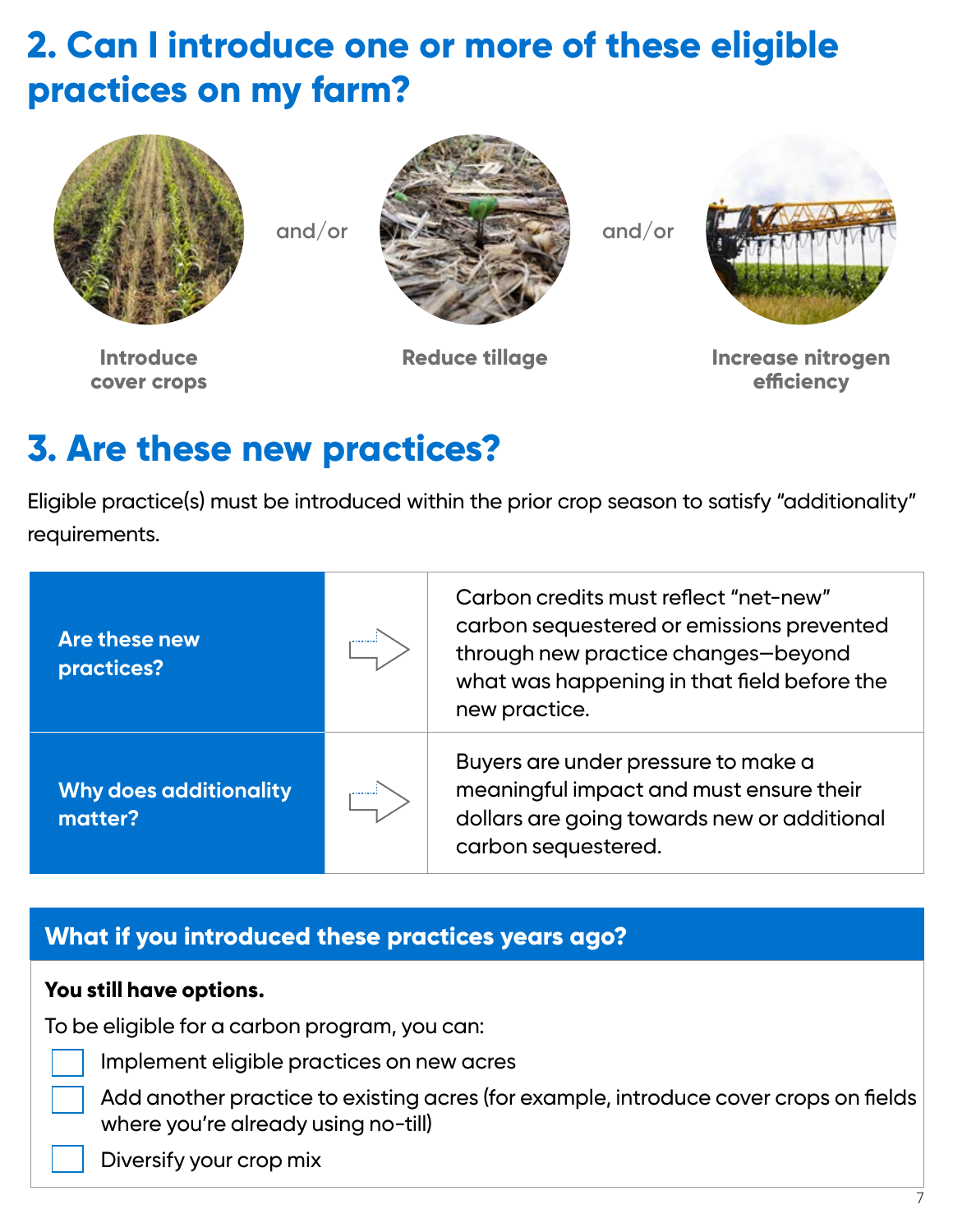## 2. Can I introduce one or more of these eligible practices on my farm?

Introduce cover crops

and/or

Reduce tillage

and/or

Increase nitrogen efficiency

## 3. Are these new practices?

Eligible practice(s) must be introduced within the prior crop season to satisfy "additionality" requirements.

| **Are these new practices?** | → | Carbon credits must reflect "net-new" carbon sequestered or emissions prevented through new practice changes—beyond what was happening in that field before the new practice. |
|---|---|---|
| **Why does additionality matter?** | → | Buyers are under pressure to make a meaningful impact and must ensure their dollars are going towards new or additional carbon sequestered. |

### What if you introduced these practices years ago?

**You still have options.**

To be eligible for a carbon program, you can:

- [ ] Implement eligible practices on new acres
- [ ] Add another practice to existing acres (for example, introduce cover crops on fields where you're already using no-till)
- [ ] Diversify your crop mix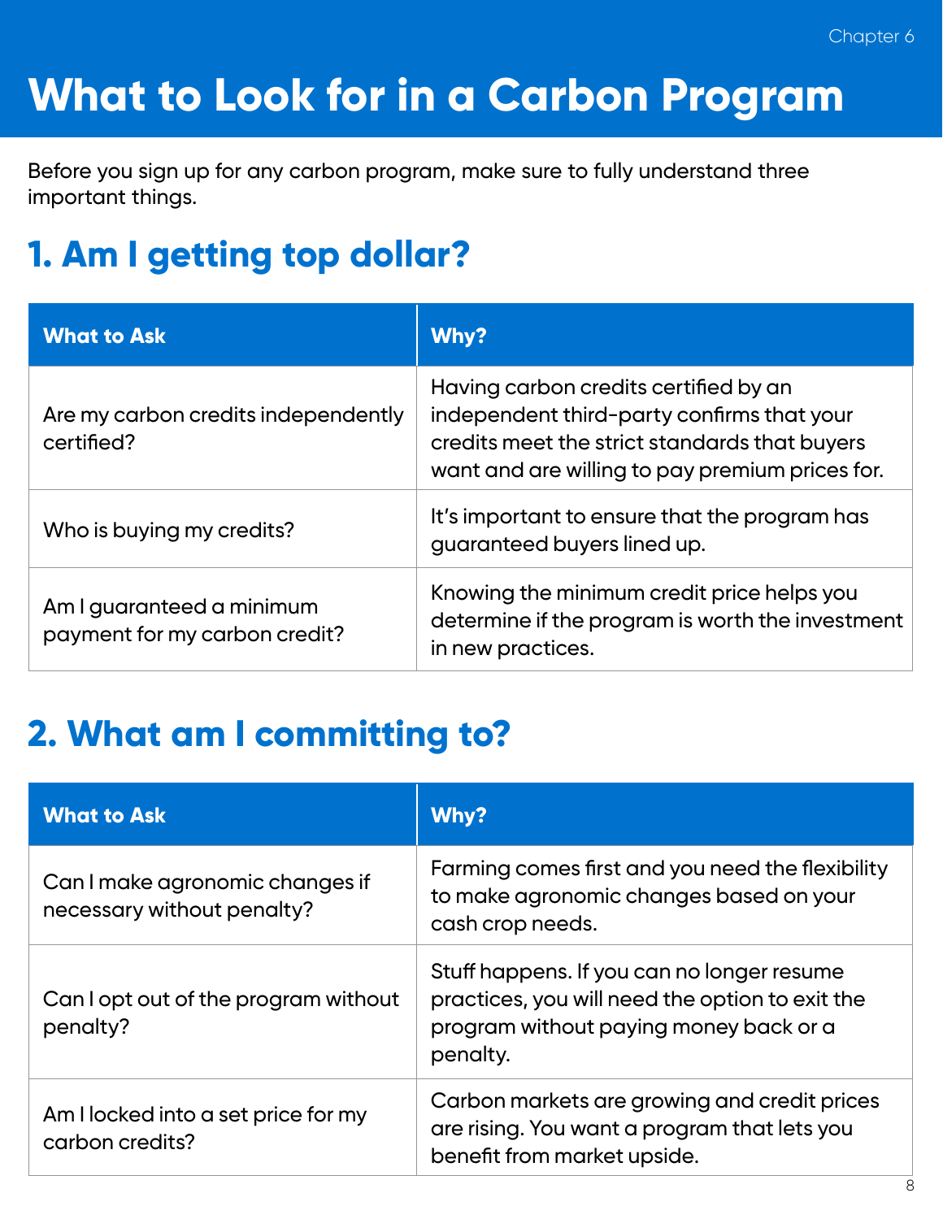Chapter 6

# What to Look for in a Carbon Program

Before you sign up for any carbon program, make sure to fully understand three important things.

## 1. Am I getting top dollar?

| What to Ask | Why? |
| --- | --- |
| Are my carbon credits independently certified? | Having carbon credits certified by an independent third-party confirms that your credits meet the strict standards that buyers want and are willing to pay premium prices for. |
| Who is buying my credits? | It's important to ensure that the program has guaranteed buyers lined up. |
| Am I guaranteed a minimum payment for my carbon credit? | Knowing the minimum credit price helps you determine if the program is worth the investment in new practices. |

## 2. What am I committing to?

| What to Ask | Why? |
| --- | --- |
| Can I make agronomic changes if necessary without penalty? | Farming comes first and you need the flexibility to make agronomic changes based on your cash crop needs. |
| Can I opt out of the program without penalty? | Stuff happens. If you can no longer resume practices, you will need the option to exit the program without paying money back or a penalty. |
| Am I locked into a set price for my carbon credits? | Carbon markets are growing and credit prices are rising. You want a program that lets you benefit from market upside. |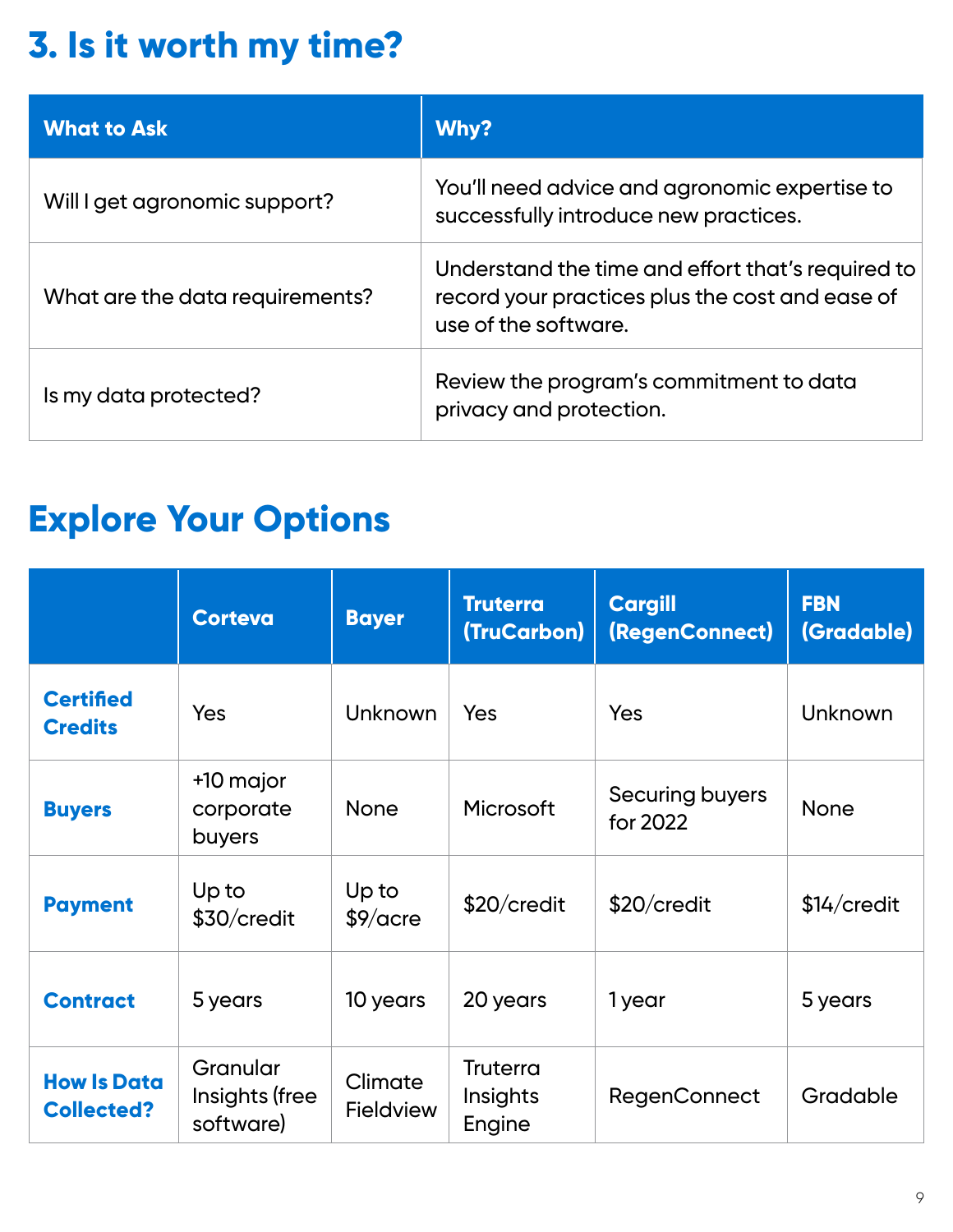## 3. Is it worth my time?

| What to Ask | Why? |
| --- | --- |
| Will I get agronomic support? | You'll need advice and agronomic expertise to successfully introduce new practices. |
| What are the data requirements? | Understand the time and effort that's required to record your practices plus the cost and ease of use of the software. |
| Is my data protected? | Review the program's commitment to data privacy and protection. |

## Explore Your Options

| | Corteva | Bayer | Truterra (TruCarbon) | Cargill (RegenConnect) | FBN (Gradable) |
| --- | --- | --- | --- | --- | --- |
| **Certified Credits** | Yes | Unknown | Yes | Yes | Unknown |
| **Buyers** | +10 major corporate buyers | None | Microsoft | Securing buyers for 2022 | None |
| **Payment** | Up to $30/credit | Up to $9/acre | $20/credit | $20/credit | $14/credit |
| **Contract** | 5 years | 10 years | 20 years | 1 year | 5 years |
| **How Is Data Collected?** | Granular Insights (free software) | Climate Fieldview | Truterra Insights Engine | RegenConnect | Gradable |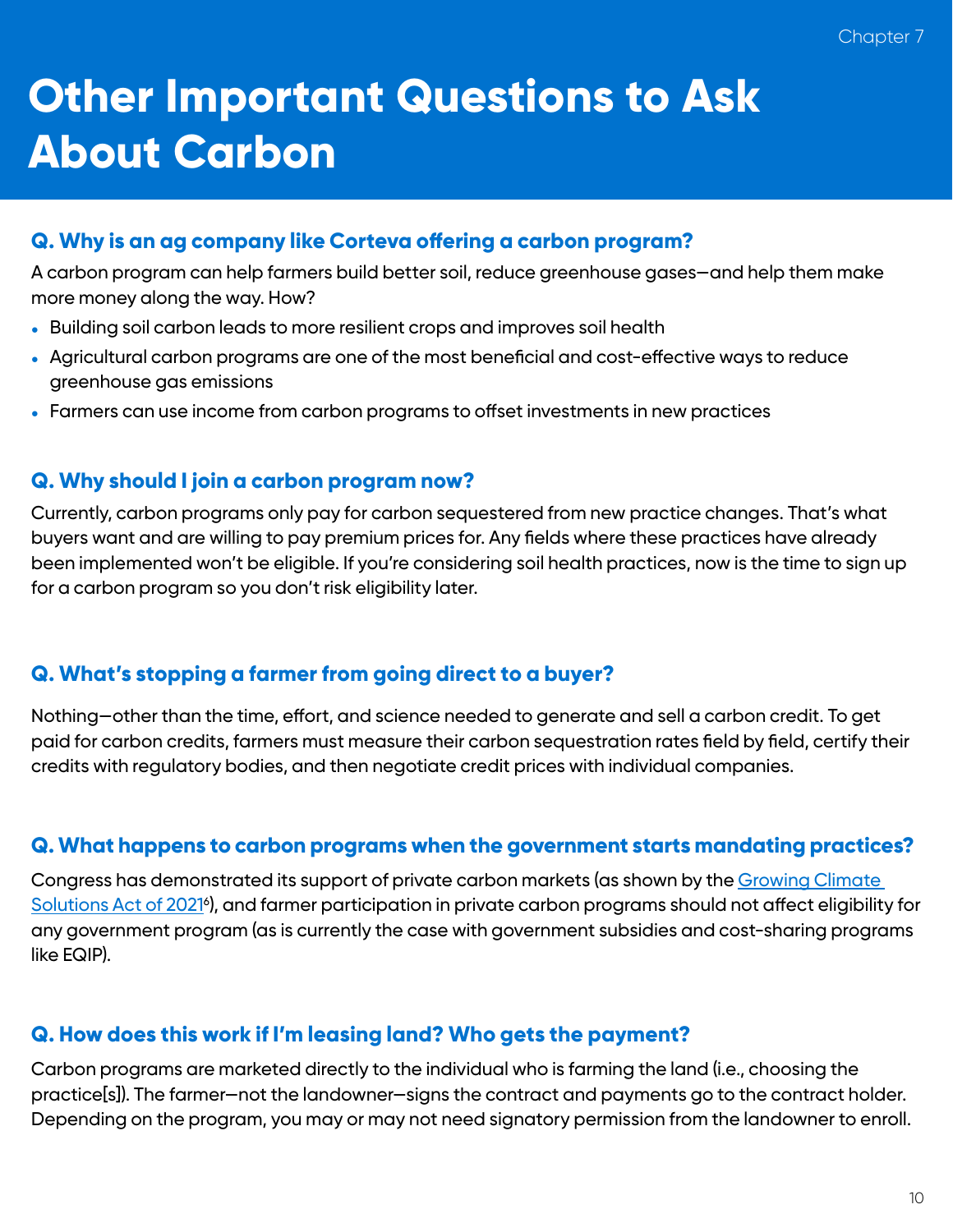# Other Important Questions to Ask About Carbon

### Q. Why is an ag company like Corteva offering a carbon program?

A carbon program can help farmers build better soil, reduce greenhouse gases—and help them make more money along the way. How?

- Building soil carbon leads to more resilient crops and improves soil health
- Agricultural carbon programs are one of the most beneficial and cost-effective ways to reduce greenhouse gas emissions
- Farmers can use income from carbon programs to offset investments in new practices

### Q. Why should I join a carbon program now?

Currently, carbon programs only pay for carbon sequestered from new practice changes. That's what buyers want and are willing to pay premium prices for. Any fields where these practices have already been implemented won't be eligible. If you're considering soil health practices, now is the time to sign up for a carbon program so you don't risk eligibility later.

### Q. What's stopping a farmer from going direct to a buyer?

Nothing—other than the time, effort, and science needed to generate and sell a carbon credit. To get paid for carbon credits, farmers must measure their carbon sequestration rates field by field, certify their credits with regulatory bodies, and then negotiate credit prices with individual companies.

### Q. What happens to carbon programs when the government starts mandating practices?

Congress has demonstrated its support of private carbon markets (as shown by the Growing Climate Solutions Act of 2021[6]), and farmer participation in private carbon programs should not affect eligibility for any government program (as is currently the case with government subsidies and cost-sharing programs like EQIP).

### Q. How does this work if I'm leasing land? Who gets the payment?

Carbon programs are marketed directly to the individual who is farming the land (i.e., choosing the practice[s]). The farmer—not the landowner—signs the contract and payments go to the contract holder. Depending on the program, you may or may not need signatory permission from the landowner to enroll.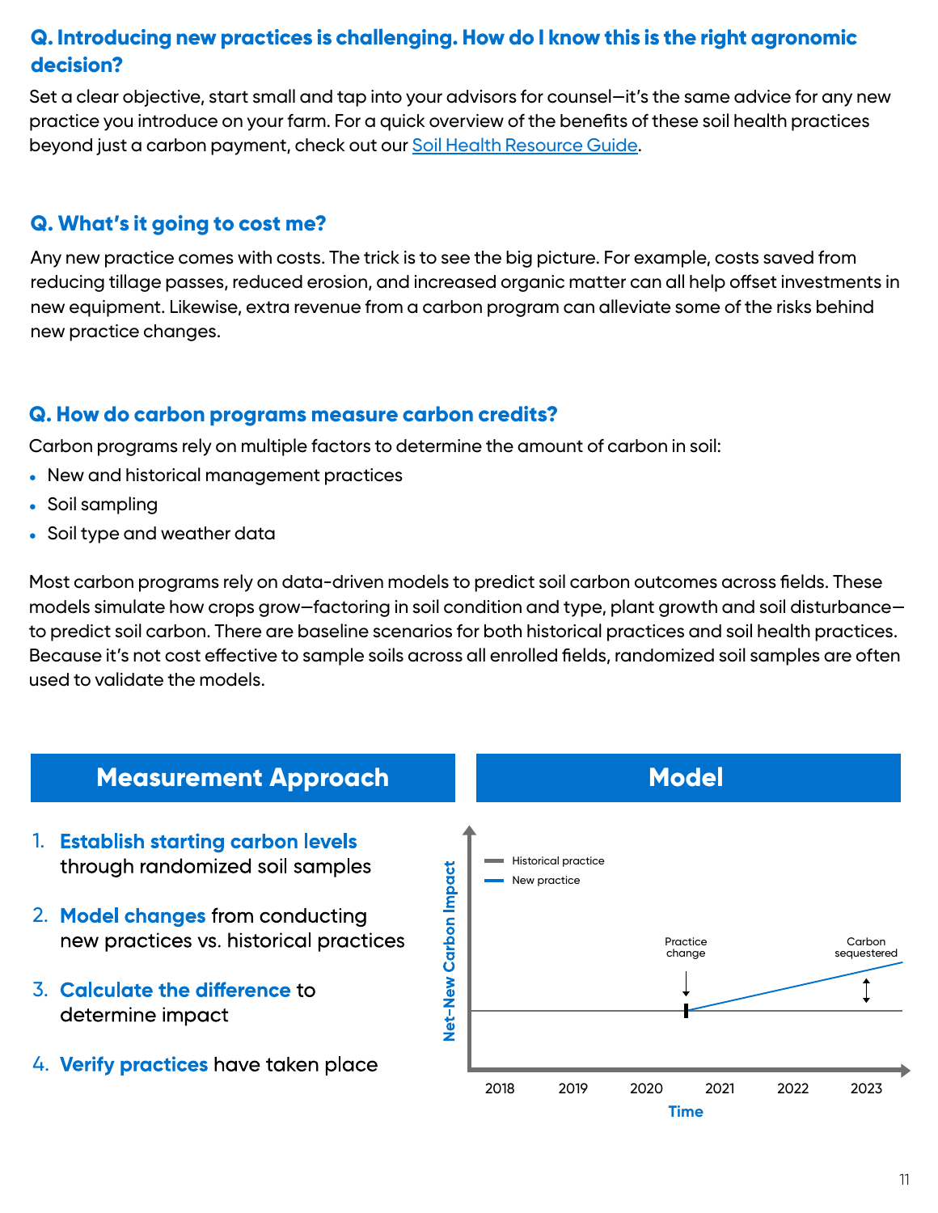### Q. Introducing new practices is challenging. How do I know this is the right agronomic decision?

Set a clear objective, start small and tap into your advisors for counsel—it's the same advice for any new practice you introduce on your farm. For a quick overview of the benefits of these soil health practices beyond just a carbon payment, check out our Soil Health Resource Guide.

### Q. What's it going to cost me?

Any new practice comes with costs. The trick is to see the big picture. For example, costs saved from reducing tillage passes, reduced erosion, and increased organic matter can all help offset investments in new equipment. Likewise, extra revenue from a carbon program can alleviate some of the risks behind new practice changes.

### Q. How do carbon programs measure carbon credits?

Carbon programs rely on multiple factors to determine the amount of carbon in soil:

- New and historical management practices
- Soil sampling
- Soil type and weather data

Most carbon programs rely on data-driven models to predict soil carbon outcomes across fields. These models simulate how crops grow—factoring in soil condition and type, plant growth and soil disturbance—to predict soil carbon. There are baseline scenarios for both historical practices and soil health practices. Because it's not cost effective to sample soils across all enrolled fields, randomized soil samples are often used to validate the models.

## Measurement Approach

1. **Establish starting carbon levels** through randomized soil samples
2. **Model changes** from conducting new practices vs. historical practices
3. **Calculate the difference** to determine impact
4. **Verify practices** have taken place

## Model

Historical practice
New practice

Practice change

Carbon sequestered

Net-New Carbon Impact

2018 2019 2020 2021 2022 2023

Time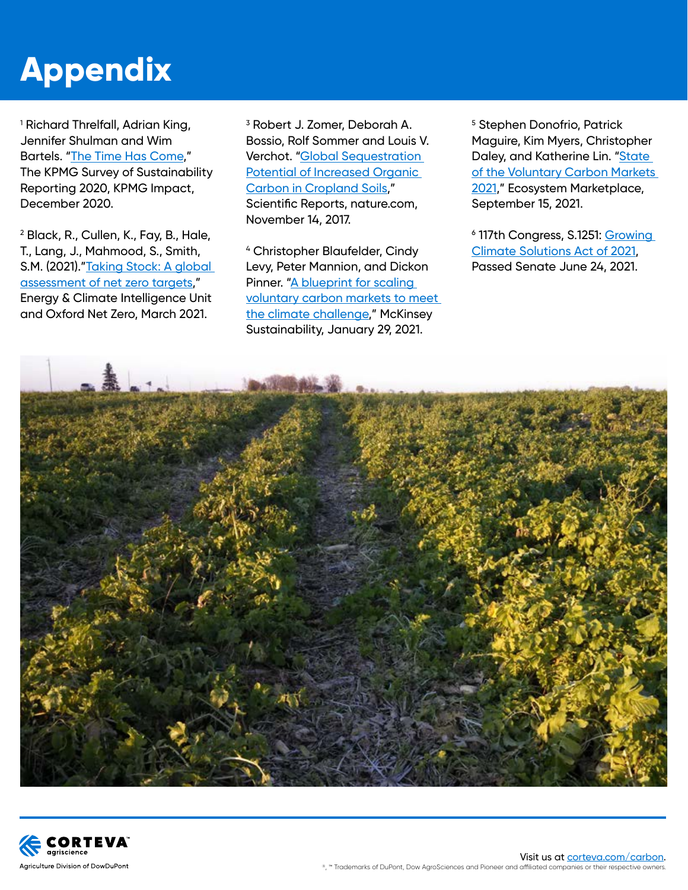# Appendix

[1] Richard Threlfall, Adrian King, Jennifer Shulman and Wim Bartels. "The Time Has Come," The KPMG Survey of Sustainability Reporting 2020, KPMG Impact, December 2020.

[2] Black, R., Cullen, K., Fay, B., Hale, T., Lang, J., Mahmood, S., Smith, S.M. (2021)."Taking Stock: A global assessment of net zero targets," Energy & Climate Intelligence Unit and Oxford Net Zero, March 2021.

[3] Robert J. Zomer, Deborah A. Bossio, Rolf Sommer and Louis V. Verchot. "Global Sequestration Potential of Increased Organic Carbon in Cropland Soils," Scientific Reports, nature.com, November 14, 2017.

[4] Christopher Blaufelder, Cindy Levy, Peter Mannion, and Dickon Pinner. "A blueprint for scaling voluntary carbon markets to meet the climate challenge," McKinsey Sustainability, January 29, 2021.

[5] Stephen Donofrio, Patrick Maguire, Kim Myers, Christopher Daley, and Katherine Lin. "State of the Voluntary Carbon Markets 2021," Ecosystem Marketplace, September 15, 2021.

[6] 117th Congress, S.1251: Growing Climate Solutions Act of 2021, Passed Senate June 24, 2021.

CORTEVA agriscience

Agriculture Division of DowDuPont

Visit us at corteva.com/carbon.

®, ™ Trademarks of DuPont, Dow AgroSciences and Pioneer and affiliated companies or their respective owners.